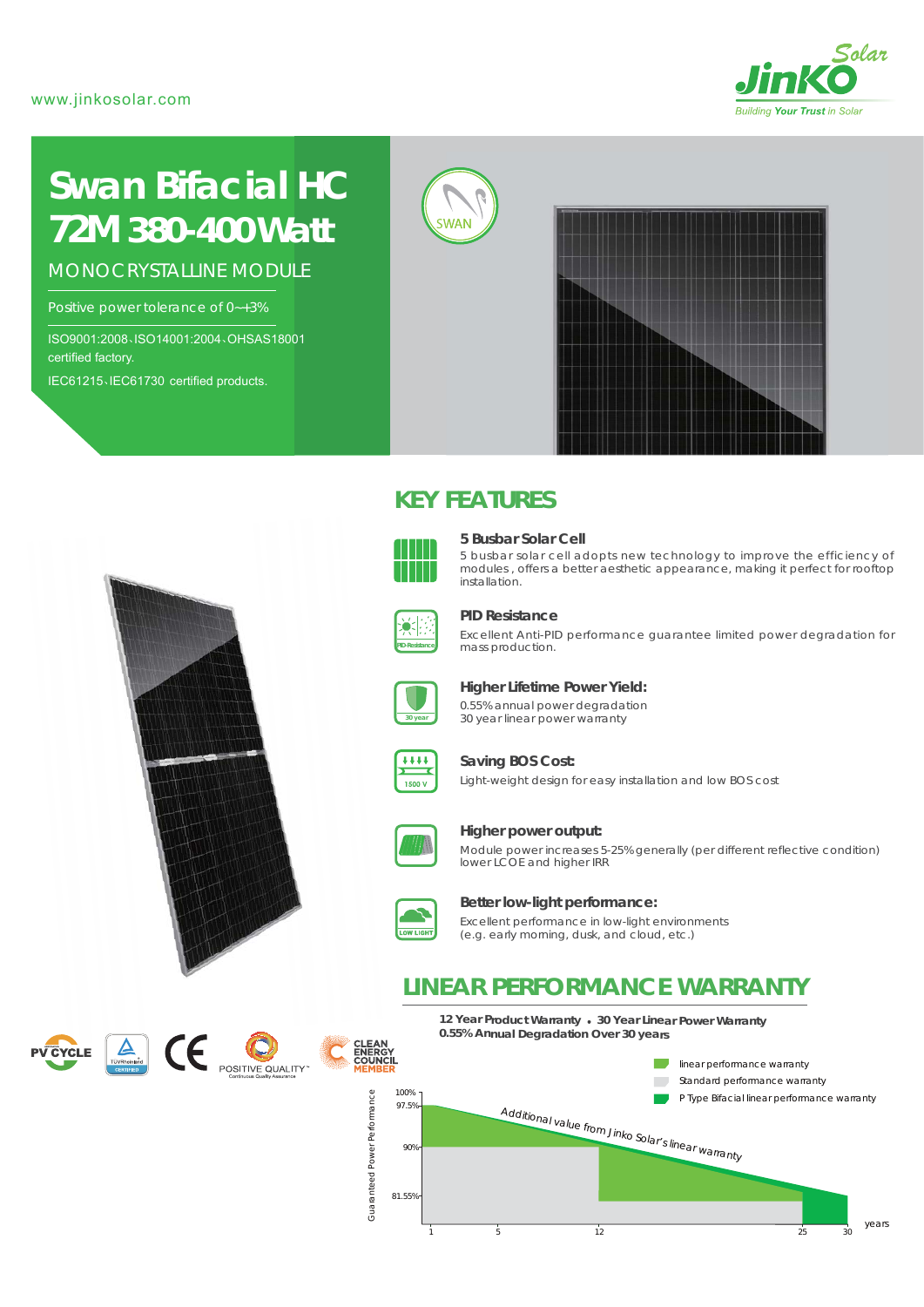www.jinkosolar.com

JinKO Solar
Building Your Trust in Solar

# Swan Bifacial HC 72M 380-400 Watt

MONOCRYSTALLINE MODULE

Positive power tolerance of 0~+3%

ISO9001:2008、ISO14001:2004、OHSAS18001 certified factory.

IEC61215、IEC61730 certified products.

SWAN

## KEY FEATURES

### 5 Busbar Solar Cell

5 busbar solar cell adopts new technology to improve the efficiency of modules , offers a better aesthetic appearance, making it perfect for rooftop installation.

### PID Resistance

Excellent Anti-PID performance guarantee limited power degradation for mass production.

### Higher Lifetime Power Yield:

0.55% annual power degradation
30 year linear power warranty

### Saving BOS Cost:

Light-weight design for easy installation and low BOS cost

### Higher power output:

Module power increases 5-25% generally (per different reflective condition)
lower LCOE and higher IRR

### Better low-light performance:

Excellent performance in low-light environments
(e.g. early morning, dusk, and cloud, etc.)

PV CYCLE · TÜVRheinland CERTIFIED · CE · POSITIVE QUALITY Continuous Quality Assurance · CLEAN ENERGY COUNCIL MEMBER

## LINEAR PERFORMANCE WARRANTY

**12 Year Product Warranty • 30 Year Linear Power Warranty**
**0.55% Annual Degradation Over 30 years**

linear performance warranty
Standard performance warranty
P Type Bifacial linear performance warranty

Additional value from Jinko Solar's linear warranty

Guaranteed Power Performance

100%
97.5%
90%
81.55%

1
5
12
25
30
years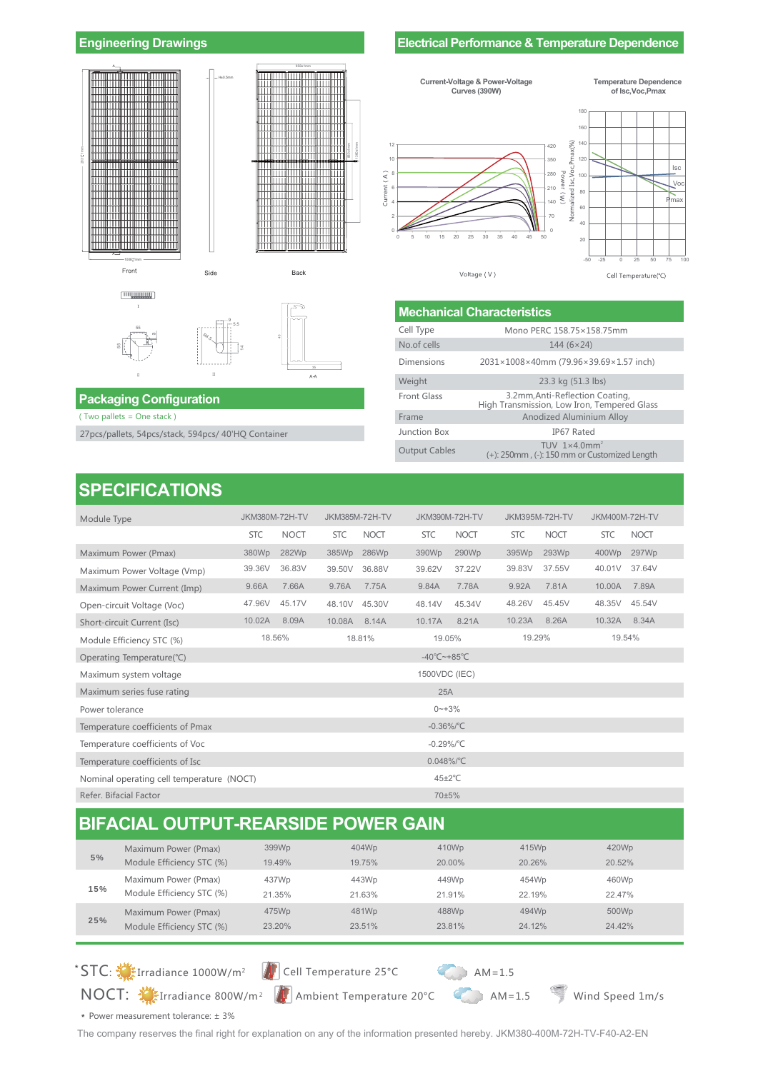## Engineering Drawings

Front

Side

Back

A-A

## Electrical Performance & Temperature Dependence

Current-Voltage & Power-Voltage Curves (390W)

Current ( A )

Power ( W )

Voltage ( V )

0 5 10 15 20 25 30 35 40 45 50

0 2 4 6 8 10 12

0 70 140 210 280 350 420

Temperature Dependence of Isc,Voc,Pmax

Normalized Isc,Voc,Pmax(%)

Cell Temperature(℃)

-50 -25 0 25 50 75 100

20 40 60 80 100 120 140 160 180

Isc

Voc

Pmax

## Packaging Configuration

( Two pallets = One stack )

27pcs/pallets, 54pcs/stack, 594pcs/ 40'HQ Container

## Mechanical Characteristics

| | |
|---|---|
| Cell Type | Mono PERC 158.75×158.75mm |
| No.of cells | 144 (6×24) |
| Dimensions | 2031×1008×40mm (79.96×39.69×1.57 inch) |
| Weight | 23.3 kg (51.3 lbs) |
| Front Glass | 3.2mm,Anti-Reflection Coating, High Transmission, Low Iron, Tempered Glass |
| Frame | Anodized Aluminium Alloy |
| Junction Box | IP67 Rated |
| Output Cables | TUV 1×4.0mm² (+): 250mm , (-): 150 mm or Customized Length |

## SPECIFICATIONS

| Module Type | JKM380M-72H-TV | | JKM385M-72H-TV | | JKM390M-72H-TV | | JKM395M-72H-TV | | JKM400M-72H-TV | |
|---|---|---|---|---|---|---|---|---|---|---|
| | STC | NOCT | STC | NOCT | STC | NOCT | STC | NOCT | STC | NOCT |
| Maximum Power (Pmax) | 380Wp | 282Wp | 385Wp | 286Wp | 390Wp | 290Wp | 395Wp | 293Wp | 400Wp | 297Wp |
| Maximum Power Voltage (Vmp) | 39.36V | 36.83V | 39.50V | 36.88V | 39.62V | 37.22V | 39.83V | 37.55V | 40.01V | 37.64V |
| Maximum Power Current (Imp) | 9.66A | 7.66A | 9.76A | 7.75A | 9.84A | 7.78A | 9.92A | 7.81A | 10.00A | 7.89A |
| Open-circuit Voltage (Voc) | 47.96V | 45.17V | 48.10V | 45.30V | 48.14V | 45.34V | 48.26V | 45.45V | 48.35V | 45.54V |
| Short-circuit Current (Isc) | 10.02A | 8.09A | 10.08A | 8.14A | 10.17A | 8.21A | 10.23A | 8.26A | 10.32A | 8.34A |
| Module Efficiency STC (%) | 18.56% | | 18.81% | | 19.05% | | 19.29% | | 19.54% | |
| Operating Temperature(℃) | -40℃~+85℃ | | | | | | | | | |
| Maximum system voltage | 1500VDC (IEC) | | | | | | | | | |
| Maximum series fuse rating | 25A | | | | | | | | | |
| Power tolerance | 0~+3% | | | | | | | | | |
| Temperature coefficients of Pmax | -0.36%/℃ | | | | | | | | | |
| Temperature coefficients of Voc | -0.29%/℃ | | | | | | | | | |
| Temperature coefficients of Isc | 0.048%/℃ | | | | | | | | | |
| Nominal operating cell temperature (NOCT) | 45±2℃ | | | | | | | | | |
| Refer. Bifacial Factor | 70±5% | | | | | | | | | |

## BIFACIAL OUTPUT-REARSIDE POWER GAIN

| | | | | | | |
|---|---|---|---|---|---|---|
| 5% | Maximum Power (Pmax) | 399Wp | 404Wp | 410Wp | 415Wp | 420Wp |
| | Module Efficiency STC (%) | 19.49% | 19.75% | 20.00% | 20.26% | 20.52% |
| 15% | Maximum Power (Pmax) | 437Wp | 443Wp | 449Wp | 454Wp | 460Wp |
| | Module Efficiency STC (%) | 21.35% | 21.63% | 21.91% | 22.19% | 22.47% |
| 25% | Maximum Power (Pmax) | 475Wp | 481Wp | 488Wp | 494Wp | 500Wp |
| | Module Efficiency STC (%) | 23.20% | 23.51% | 23.81% | 24.12% | 24.42% |

*STC: Irradiance 1000W/m² Cell Temperature 25°C AM=1.5

NOCT: Irradiance 800W/m² Ambient Temperature 20°C AM=1.5 Wind Speed 1m/s

* Power measurement tolerance: ± 3%

The company reserves the final right for explanation on any of the information presented hereby. JKM380-400M-72H-TV-F40-A2-EN